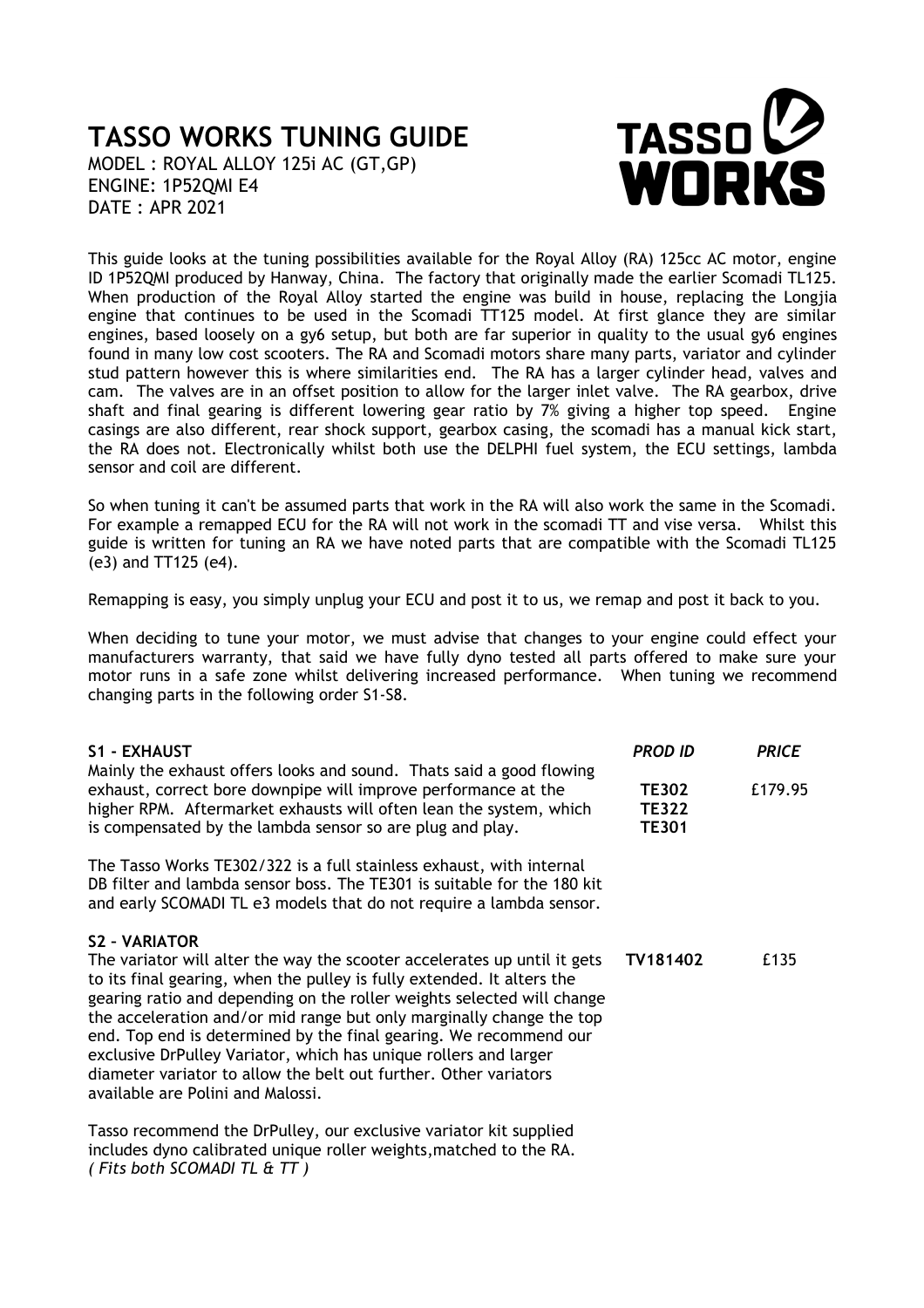# TASSO WORKS TUNING GUIDE

MODEL : ROYAL ALLOY 125i AC (GT,GP)
ENGINE: 1P52QMI E4
DATE : APR 2021

This guide looks at the tuning possibilities available for the Royal Alloy (RA) 125cc AC motor, engine ID 1P52QMI produced by Hanway, China. The factory that originally made the earlier Scomadi TL125. When production of the Royal Alloy started the engine was build in house, replacing the Longjia engine that continues to be used in the Scomadi TT125 model. At first glance they are similar engines, based loosely on a gy6 setup, but both are far superior in quality to the usual gy6 engines found in many low cost scooters. The RA and Scomadi motors share many parts, variator and cylinder stud pattern however this is where similarities end. The RA has a larger cylinder head, valves and cam. The valves are in an offset position to allow for the larger inlet valve. The RA gearbox, drive shaft and final gearing is different lowering gear ratio by 7% giving a higher top speed. Engine casings are also different, rear shock support, gearbox casing, the scomadi has a manual kick start, the RA does not. Electronically whilst both use the DELPHI fuel system, the ECU settings, lambda sensor and coil are different.

So when tuning it can't be assumed parts that work in the RA will also work the same in the Scomadi. For example a remapped ECU for the RA will not work in the scomadi TT and vise versa. Whilst this guide is written for tuning an RA we have noted parts that are compatible with the Scomadi TL125 (e3) and TT125 (e4).

Remapping is easy, you simply unplug your ECU and post it to us, we remap and post it back to you.

When deciding to tune your motor, we must advise that changes to your engine could effect your manufacturers warranty, that said we have fully dyno tested all parts offered to make sure your motor runs in a safe zone whilst delivering increased performance. When tuning we recommend changing parts in the following order S1-S8.

| | *PROD ID* | *PRICE* |
|---|---|---|
| **S1 - EXHAUST**<br>Mainly the exhaust offers looks and sound. Thats said a good flowing exhaust, correct bore downpipe will improve performance at the higher RPM. Aftermarket exhausts will often lean the system, which is compensated by the lambda sensor so are plug and play.<br><br>The Tasso Works TE302/322 is a full stainless exhaust, with internal DB filter and lambda sensor boss. The TE301 is suitable for the 180 kit and early SCOMADI TL e3 models that do not require a lambda sensor. | **TE302**<br>**TE322**<br>**TE301** | £179.95 |
| **S2 – VARIATOR**<br>The variator will alter the way the scooter accelerates up until it gets to its final gearing, when the pulley is fully extended. It alters the gearing ratio and depending on the roller weights selected will change the acceleration and/or mid range but only marginally change the top end. Top end is determined by the final gearing. We recommend our exclusive DrPulley Variator, which has unique rollers and larger diameter variator to allow the belt out further. Other variators available are Polini and Malossi.<br><br>Tasso recommend the DrPulley, our exclusive variator kit supplied includes dyno calibrated unique roller weights,matched to the RA.<br>*( Fits both SCOMADI TL & TT )* | **TV181402** | £135 |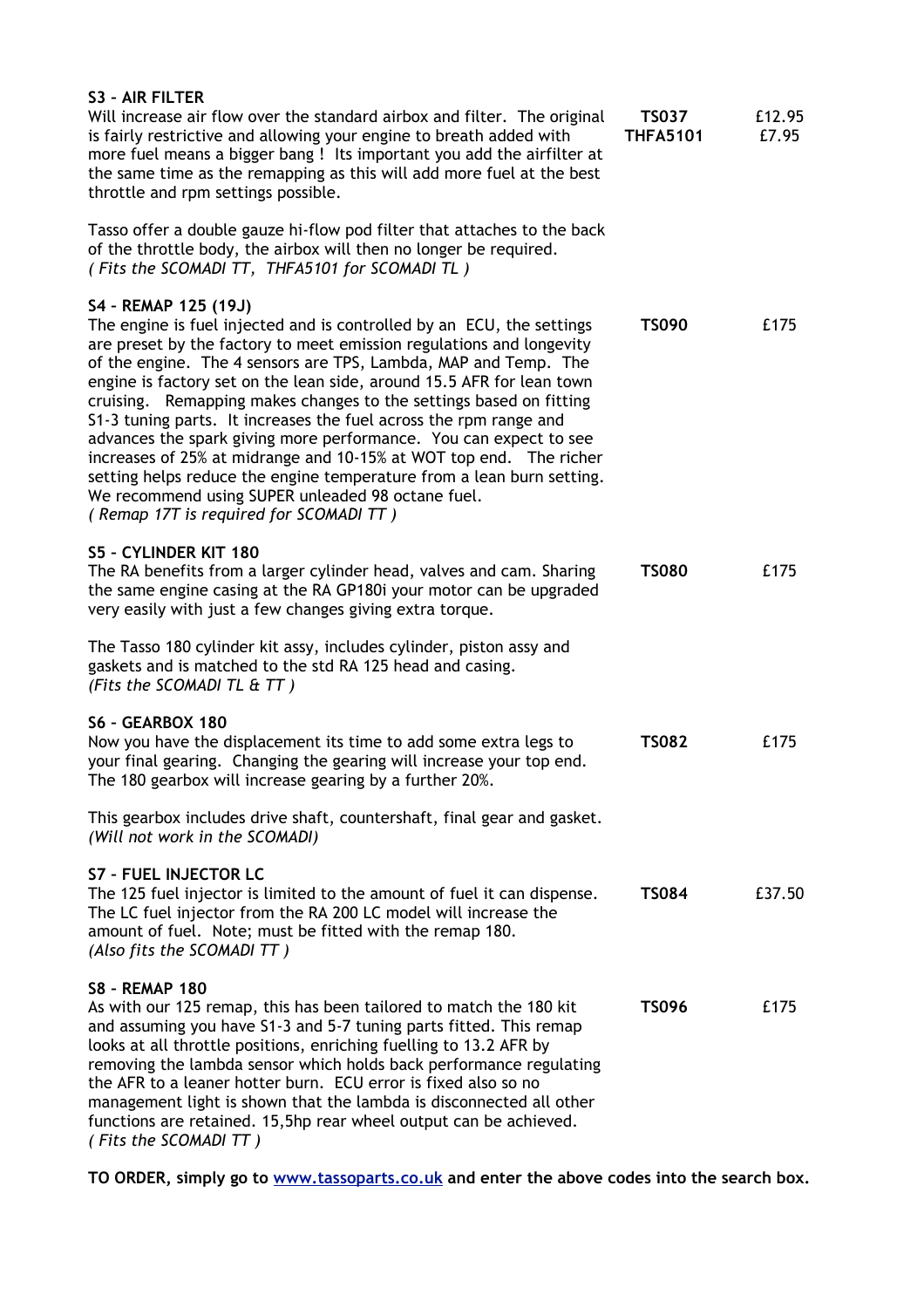### S3 – AIR FILTER

Will increase air flow over the standard airbox and filter. The original is fairly restrictive and allowing your engine to breath added with more fuel means a bigger bang ! Its important you add the airfilter at the same time as the remapping as this will add more fuel at the best throttle and rpm settings possible.

**TS037** £12.95
**THFA5101** £7.95

Tasso offer a double gauze hi-flow pod filter that attaches to the back of the throttle body, the airbox will then no longer be required.
*( Fits the SCOMADI TT, THFA5101 for SCOMADI TL )*

### S4 – REMAP 125 (19J)

The engine is fuel injected and is controlled by an ECU, the settings are preset by the factory to meet emission regulations and longevity of the engine. The 4 sensors are TPS, Lambda, MAP and Temp. The engine is factory set on the lean side, around 15.5 AFR for lean town cruising. Remapping makes changes to the settings based on fitting S1-3 tuning parts. It increases the fuel across the rpm range and advances the spark giving more performance. You can expect to see increases of 25% at midrange and 10-15% at WOT top end. The richer setting helps reduce the engine temperature from a lean burn setting. We recommend using SUPER unleaded 98 octane fuel.
*( Remap 17T is required for SCOMADI TT )*

**TS090** £175

### S5 – CYLINDER KIT 180

The RA benefits from a larger cylinder head, valves and cam. Sharing the same engine casing at the RA GP180i your motor can be upgraded very easily with just a few changes giving extra torque.

**TS080** £175

The Tasso 180 cylinder kit assy, includes cylinder, piston assy and gaskets and is matched to the std RA 125 head and casing.
*(Fits the SCOMADI TL & TT )*

### S6 – GEARBOX 180

Now you have the displacement its time to add some extra legs to your final gearing. Changing the gearing will increase your top end. The 180 gearbox will increase gearing by a further 20%.

**TS082** £175

This gearbox includes drive shaft, countershaft, final gear and gasket.
*(Will not work in the SCOMADI)*

### S7 – FUEL INJECTOR LC

The 125 fuel injector is limited to the amount of fuel it can dispense. The LC fuel injector from the RA 200 LC model will increase the amount of fuel. Note; must be fitted with the remap 180.
*(Also fits the SCOMADI TT )*

**TS084** £37.50

### S8 – REMAP 180

As with our 125 remap, this has been tailored to match the 180 kit and assuming you have S1-3 and 5-7 tuning parts fitted. This remap looks at all throttle positions, enriching fuelling to 13.2 AFR by removing the lambda sensor which holds back performance regulating the AFR to a leaner hotter burn. ECU error is fixed also so no management light is shown that the lambda is disconnected all other functions are retained. 15,5hp rear wheel output can be achieved.
*( Fits the SCOMADI TT )*

**TS096** £175

**TO ORDER, simply go to [www.tassoparts.co.uk](http://www.tassoparts.co.uk) and enter the above codes into the search box.**